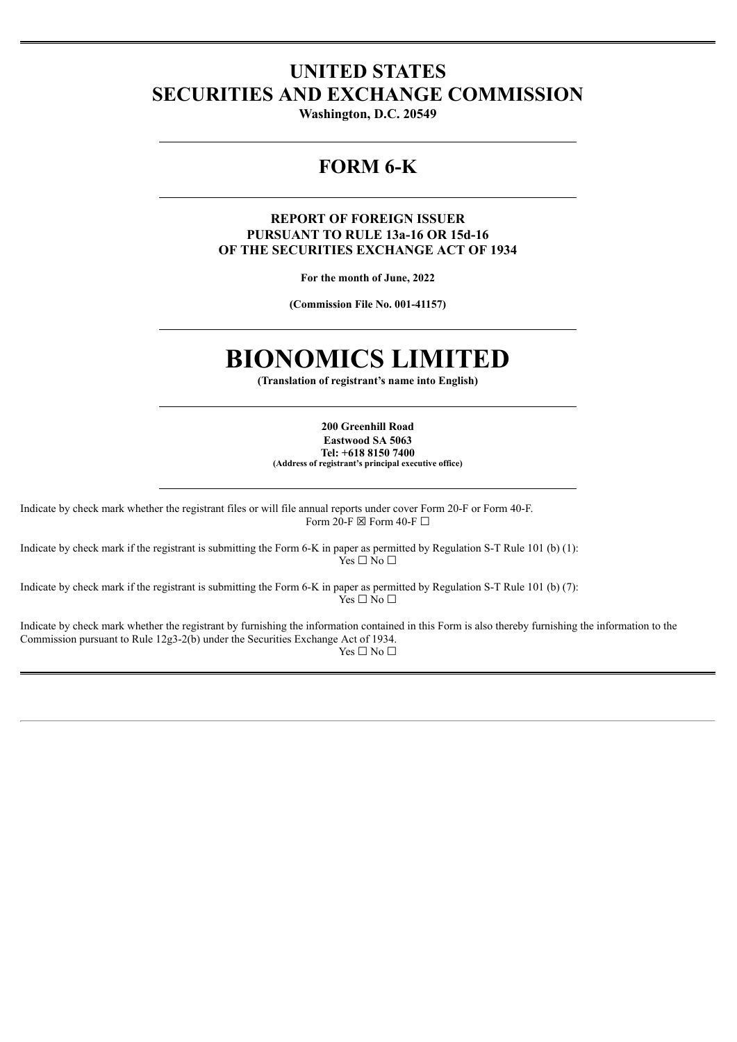# UNITED STATES
# SECURITIES AND EXCHANGE COMMISSION

**Washington, D.C. 20549**

---

# FORM 6-K

---

**REPORT OF FOREIGN ISSUER**
**PURSUANT TO RULE 13a-16 OR 15d-16**
**OF THE SECURITIES EXCHANGE ACT OF 1934**

**For the month of June, 2022**

**(Commission File No. 001-41157)**

---

# BIONOMICS LIMITED

**(Translation of registrant's name into English)**

---

**200 Greenhill Road**
**Eastwood SA 5063**
**Tel: +618 8150 7400**
**(Address of registrant's principal executive office)**

---

Indicate by check mark whether the registrant files or will file annual reports under cover Form 20-F or Form 40-F.
Form 20-F ☒ Form 40-F ☐

Indicate by check mark if the registrant is submitting the Form 6-K in paper as permitted by Regulation S-T Rule 101 (b) (1):
Yes ☐ No ☐

Indicate by check mark if the registrant is submitting the Form 6-K in paper as permitted by Regulation S-T Rule 101 (b) (7):
Yes ☐ No ☐

Indicate by check mark whether the registrant by furnishing the information contained in this Form is also thereby furnishing the information to the Commission pursuant to Rule 12g3-2(b) under the Securities Exchange Act of 1934.
Yes ☐ No ☐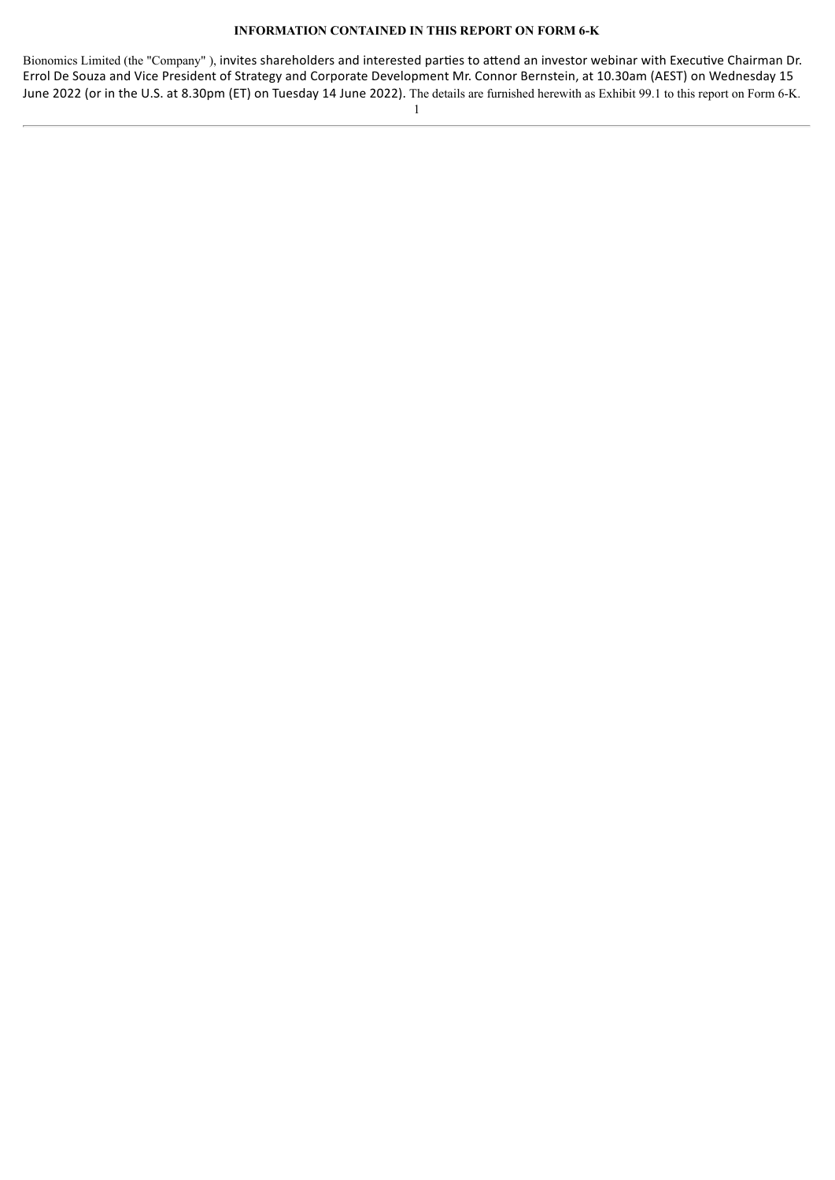**INFORMATION CONTAINED IN THIS REPORT ON FORM 6-K**

Bionomics Limited (the "Company" ), invites shareholders and interested parties to attend an investor webinar with Executive Chairman Dr. Errol De Souza and Vice President of Strategy and Corporate Development Mr. Connor Bernstein, at 10.30am (AEST) on Wednesday 15 June 2022 (or in the U.S. at 8.30pm (ET) on Tuesday 14 June 2022). The details are furnished herewith as Exhibit 99.1 to this report on Form 6-K.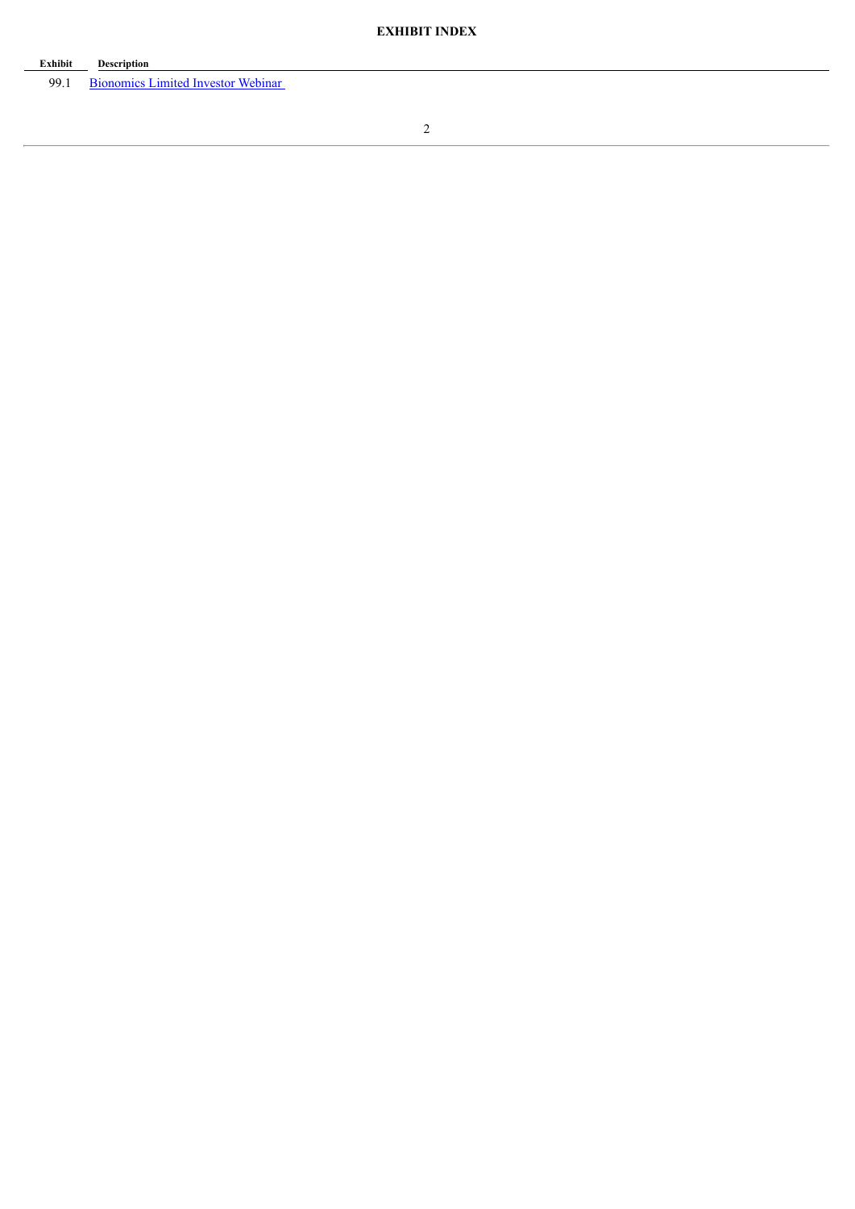**EXHIBIT INDEX**

| Exhibit | Description |
| --- | --- |
| 99.1 | Bionomics Limited Investor Webinar |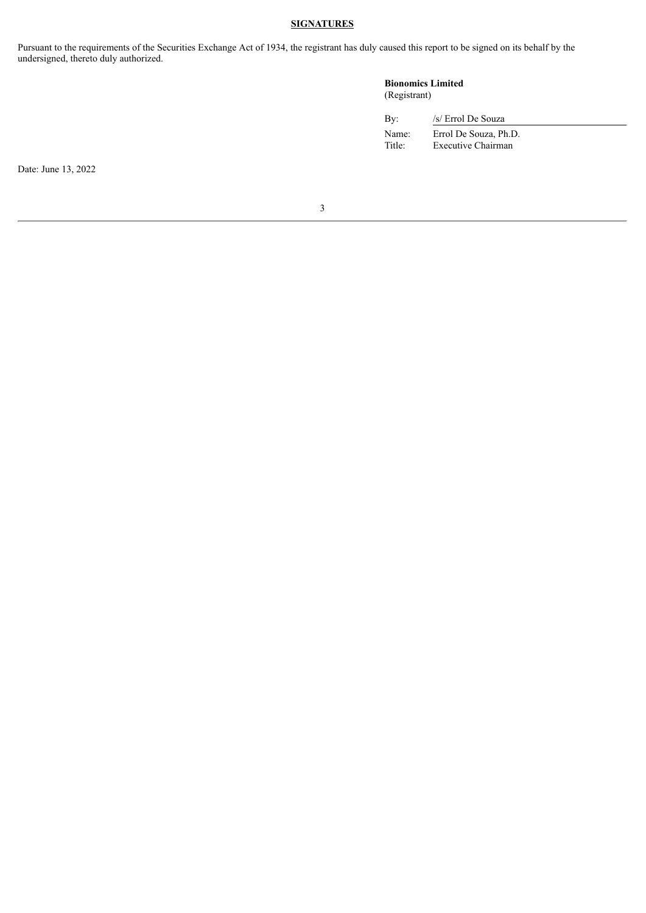**SIGNATURES**

Pursuant to the requirements of the Securities Exchange Act of 1934, the registrant has duly caused this report to be signed on its behalf by the undersigned, thereto duly authorized.

**Bionomics Limited**
(Registrant)

| | |
|---|---|
| By: | /s/ Errol De Souza |
| Name: | Errol De Souza, Ph.D. |
| Title: | Executive Chairman |

Date: June 13, 2022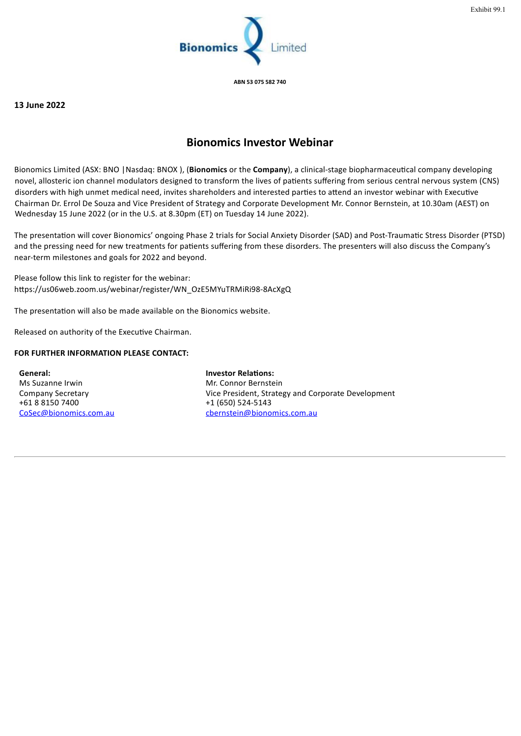Exhibit 99.1

**Bionomics Limited**

**ABN 53 075 582 740**

**13 June 2022**

## Bionomics Investor Webinar

Bionomics Limited (ASX: BNO |Nasdaq: BNOX ), (**Bionomics** or the **Company**), a clinical-stage biopharmaceutical company developing novel, allosteric ion channel modulators designed to transform the lives of patients suffering from serious central nervous system (CNS) disorders with high unmet medical need, invites shareholders and interested parties to attend an investor webinar with Executive Chairman Dr. Errol De Souza and Vice President of Strategy and Corporate Development Mr. Connor Bernstein, at 10.30am (AEST) on Wednesday 15 June 2022 (or in the U.S. at 8.30pm (ET) on Tuesday 14 June 2022).

The presentation will cover Bionomics' ongoing Phase 2 trials for Social Anxiety Disorder (SAD) and Post-Traumatic Stress Disorder (PTSD) and the pressing need for new treatments for patients suffering from these disorders. The presenters will also discuss the Company's near-term milestones and goals for 2022 and beyond.

Please follow this link to register for the webinar:
https://us06web.zoom.us/webinar/register/WN_OzE5MYuTRMiRi98-8AcXgQ

The presentation will also be made available on the Bionomics website.

Released on authority of the Executive Chairman.

**FOR FURTHER INFORMATION PLEASE CONTACT:**

**General:**
Ms Suzanne Irwin
Company Secretary
+61 8 8150 7400
CoSec@bionomics.com.au

**Investor Relations:**
Mr. Connor Bernstein
Vice President, Strategy and Corporate Development
+1 (650) 524-5143
cbernstein@bionomics.com.au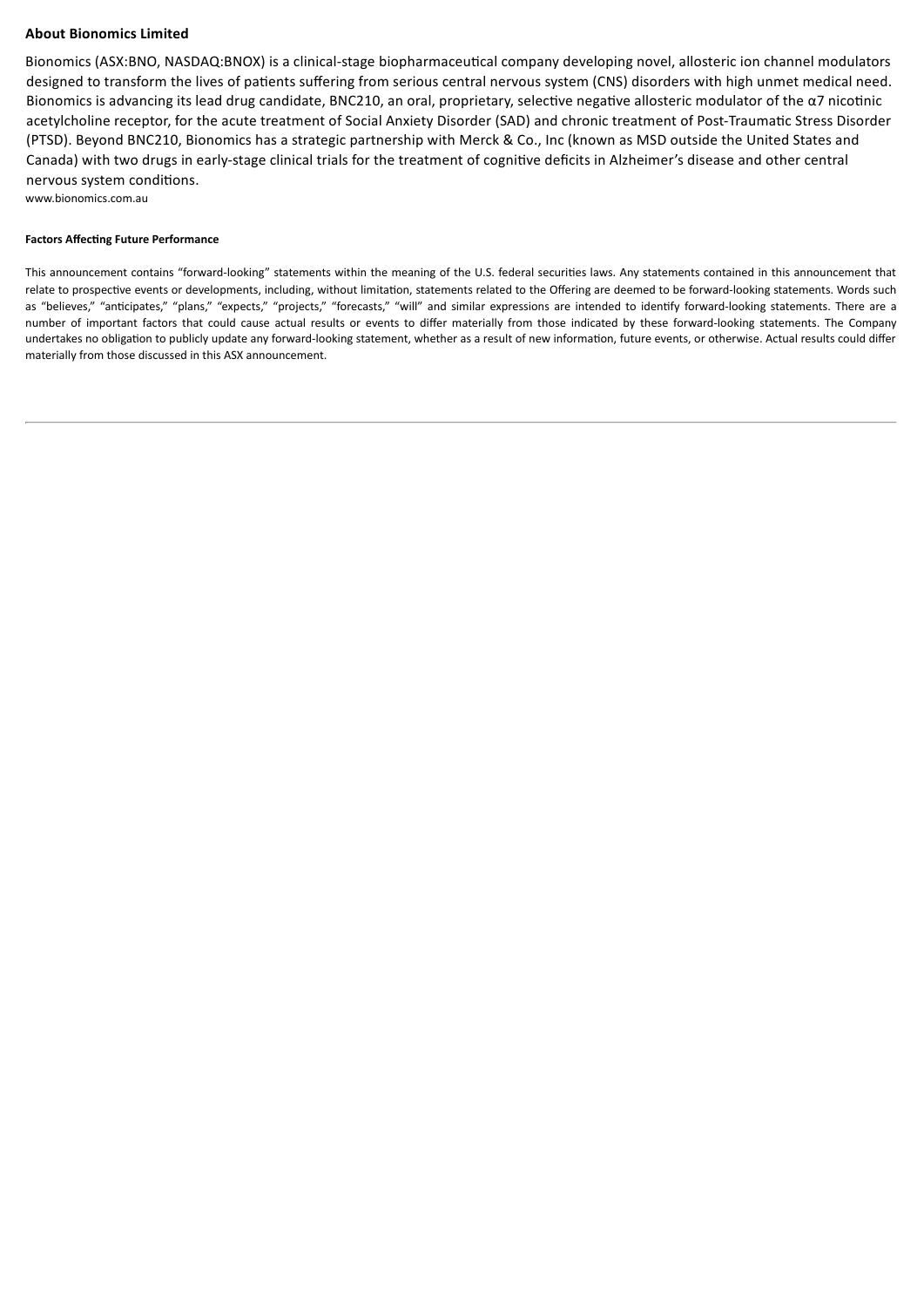## About Bionomics Limited

Bionomics (ASX:BNO, NASDAQ:BNOX) is a clinical-stage biopharmaceutical company developing novel, allosteric ion channel modulators designed to transform the lives of patients suffering from serious central nervous system (CNS) disorders with high unmet medical need. Bionomics is advancing its lead drug candidate, BNC210, an oral, proprietary, selective negative allosteric modulator of the α7 nicotinic acetylcholine receptor, for the acute treatment of Social Anxiety Disorder (SAD) and chronic treatment of Post-Traumatic Stress Disorder (PTSD). Beyond BNC210, Bionomics has a strategic partnership with Merck & Co., Inc (known as MSD outside the United States and Canada) with two drugs in early-stage clinical trials for the treatment of cognitive deficits in Alzheimer's disease and other central nervous system conditions.

www.bionomics.com.au

**Factors Affecting Future Performance**

This announcement contains "forward-looking" statements within the meaning of the U.S. federal securities laws. Any statements contained in this announcement that relate to prospective events or developments, including, without limitation, statements related to the Offering are deemed to be forward-looking statements. Words such as "believes," "anticipates," "plans," "expects," "projects," "forecasts," "will" and similar expressions are intended to identify forward-looking statements. There are a number of important factors that could cause actual results or events to differ materially from those indicated by these forward-looking statements. The Company undertakes no obligation to publicly update any forward-looking statement, whether as a result of new information, future events, or otherwise. Actual results could differ materially from those discussed in this ASX announcement.